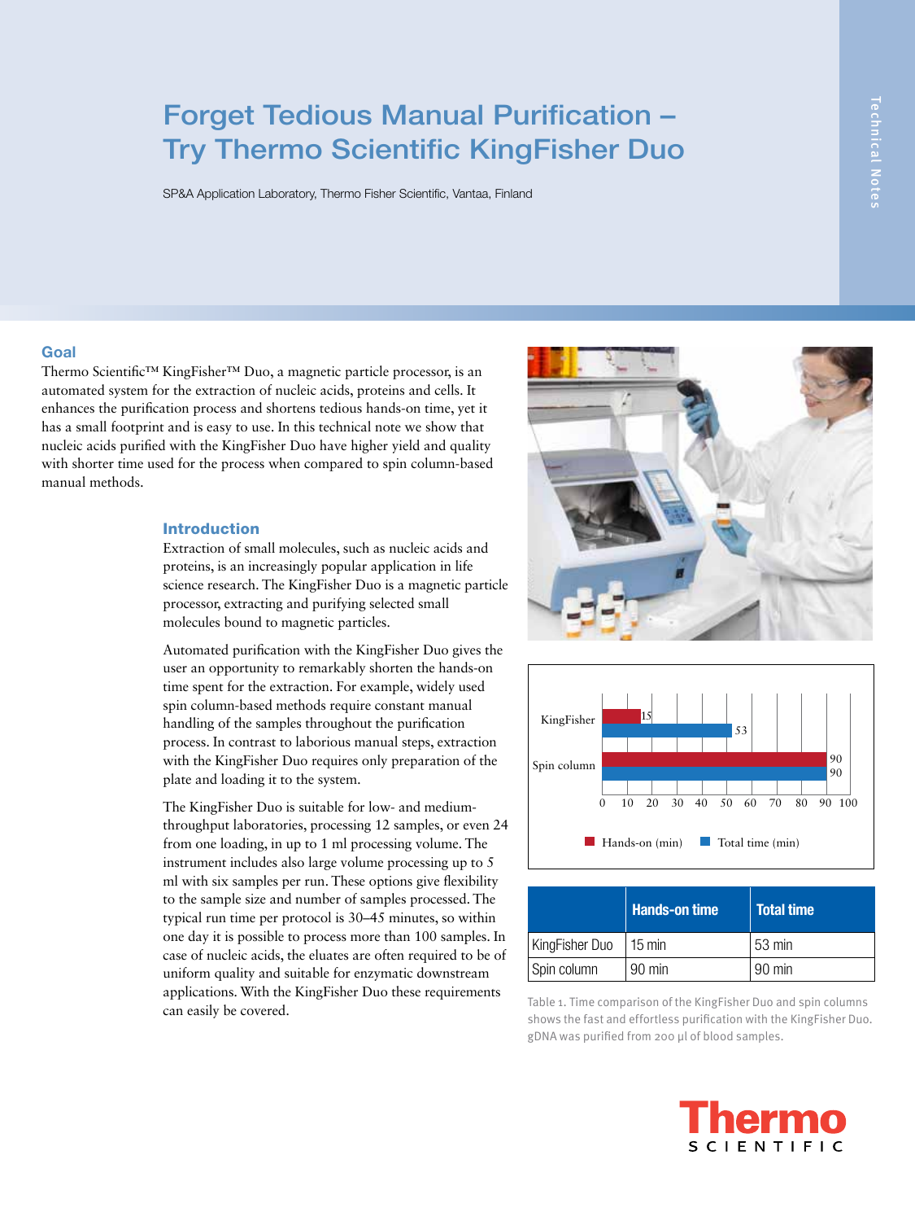# Forget Tedious Manual Purification – Try Thermo Scientific KingFisher Duo

SP&A Application Laboratory, Thermo Fisher Scientific, Vantaa, Finland

## Goal

Thermo Scientific™ KingFisher™ Duo, a magnetic particle processor, is an automated system for the extraction of nucleic acids, proteins and cells. It enhances the purification process and shortens tedious hands-on time, yet it has a small footprint and is easy to use. In this technical note we show that nucleic acids purified with the KingFisher Duo have higher yield and quality with shorter time used for the process when compared to spin column-based manual methods.

## Introduction

Extraction of small molecules, such as nucleic acids and proteins, is an increasingly popular application in life science research. The KingFisher Duo is a magnetic particle processor, extracting and purifying selected small molecules bound to magnetic particles.

Automated purification with the KingFisher Duo gives the user an opportunity to remarkably shorten the hands-on time spent for the extraction. For example, widely used spin column-based methods require constant manual handling of the samples throughout the purification process. In contrast to laborious manual steps, extraction with the KingFisher Duo requires only preparation of the plate and loading it to the system.

The KingFisher Duo is suitable for low- and medium-throughput laboratories, processing 12 samples, or even 24 from one loading, in up to 1 ml processing volume. The instrument includes also large volume processing up to 5 ml with six samples per run. These options give flexibility to the sample size and number of samples processed. The typical run time per protocol is 30–45 minutes, so within one day it is possible to process more than 100 samples. In case of nucleic acids, the eluates are often required to be of uniform quality and suitable for enzymatic downstream applications. With the KingFisher Duo these requirements can easily be covered.

| | Hands-on (min) | Total time (min) |
|---|---|---|
| KingFisher | 15 | 53 |
| Spin column | 90 | 90 |

| | Hands-on time | Total time |
|---|---|---|
| KingFisher Duo | 15 min | 53 min |
| Spin column | 90 min | 90 min |

Table 1. Time comparison of the KingFisher Duo and spin columns shows the fast and effortless purification with the KingFisher Duo. gDNA was purified from 200 µl of blood samples.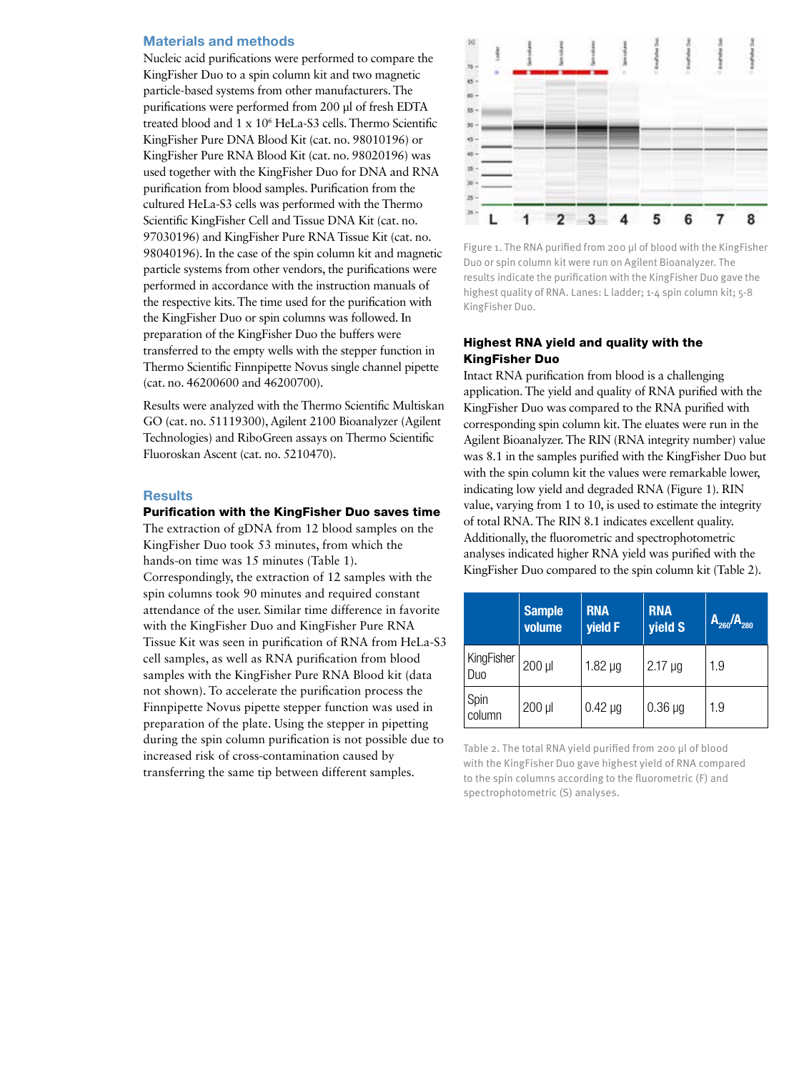## Materials and methods

Nucleic acid purifications were performed to compare the KingFisher Duo to a spin column kit and two magnetic particle-based systems from other manufacturers. The purifications were performed from 200 µl of fresh EDTA treated blood and 1 x $10^6$ HeLa-S3 cells. Thermo Scientific KingFisher Pure DNA Blood Kit (cat. no. 98010196) or KingFisher Pure RNA Blood Kit (cat. no. 98020196) was used together with the KingFisher Duo for DNA and RNA purification from blood samples. Purification from the cultured HeLa-S3 cells was performed with the Thermo Scientific KingFisher Cell and Tissue DNA Kit (cat. no. 97030196) and KingFisher Pure RNA Tissue Kit (cat. no. 98040196). In the case of the spin column kit and magnetic particle systems from other vendors, the purifications were performed in accordance with the instruction manuals of the respective kits. The time used for the purification with the KingFisher Duo or spin columns was followed. In preparation of the KingFisher Duo the buffers were transferred to the empty wells with the stepper function in Thermo Scientific Finnpipette Novus single channel pipette (cat. no. 46200600 and 46200700).

Results were analyzed with the Thermo Scientific Multiskan GO (cat. no. 51119300), Agilent 2100 Bioanalyzer (Agilent Technologies) and RiboGreen assays on Thermo Scientific Fluoroskan Ascent (cat. no. 5210470).

## Results

### Purification with the KingFisher Duo saves time

The extraction of gDNA from 12 blood samples on the KingFisher Duo took 53 minutes, from which the hands-on time was 15 minutes (Table 1). Correspondingly, the extraction of 12 samples with the spin columns took 90 minutes and required constant attendance of the user. Similar time difference in favorite with the KingFisher Duo and KingFisher Pure RNA Tissue Kit was seen in purification of RNA from HeLa-S3 cell samples, as well as RNA purification from blood samples with the KingFisher Pure RNA Blood kit (data not shown). To accelerate the purification process the Finnpipette Novus pipette stepper function was used in preparation of the plate. Using the stepper in pipetting during the spin column purification is not possible due to increased risk of cross-contamination caused by transferring the same tip between different samples.

Figure 1. The RNA purified from 200 µl of blood with the KingFisher Duo or spin column kit were run on Agilent Bioanalyzer. The results indicate the purification with the KingFisher Duo gave the highest quality of RNA. Lanes: L ladder; 1-4 spin column kit; 5-8 KingFisher Duo.

### Highest RNA yield and quality with the KingFisher Duo

Intact RNA purification from blood is a challenging application. The yield and quality of RNA purified with the KingFisher Duo was compared to the RNA purified with corresponding spin column kit. The eluates were run in the Agilent Bioanalyzer. The RIN (RNA integrity number) value was 8.1 in the samples purified with the KingFisher Duo but with the spin column kit the values were remarkable lower, indicating low yield and degraded RNA (Figure 1). RIN value, varying from 1 to 10, is used to estimate the integrity of total RNA. The RIN 8.1 indicates excellent quality. Additionally, the fluorometric and spectrophotometric analyses indicated higher RNA yield was purified with the KingFisher Duo compared to the spin column kit (Table 2).

| | Sample volume | RNA yield F | RNA yield S | $A_{260}/A_{280}$ |
|---|---|---|---|---|
| KingFisher Duo | 200 µl | 1.82 µg | 2.17 µg | 1.9 |
| Spin column | 200 µl | 0.42 µg | 0.36 µg | 1.9 |

Table 2. The total RNA yield purified from 200 µl of blood with the KingFisher Duo gave highest yield of RNA compared to the spin columns according to the fluorometric (F) and spectrophotometric (S) analyses.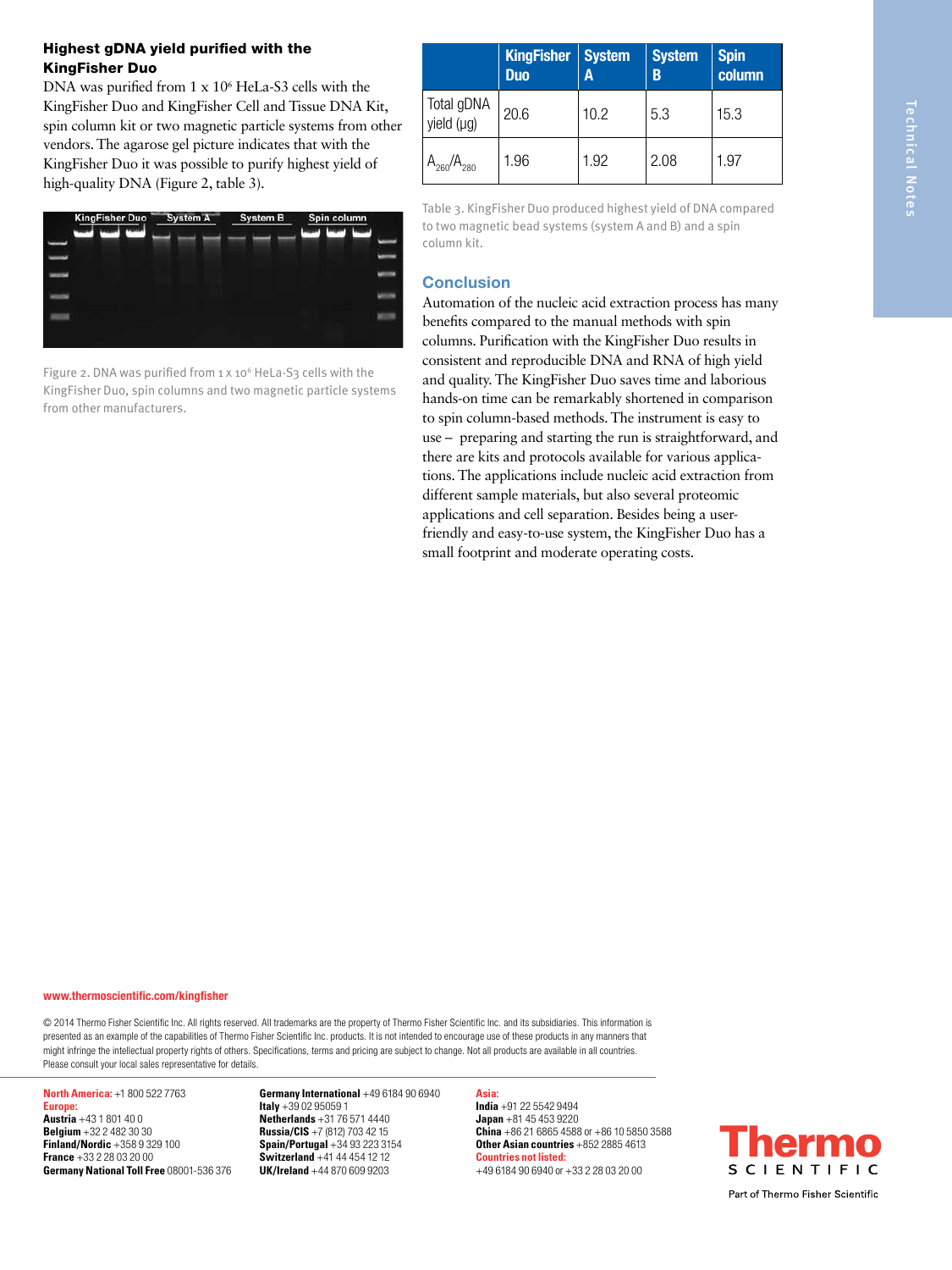### Highest gDNA yield purified with the KingFisher Duo

DNA was purified from 1 x $10^6$ HeLa-S3 cells with the KingFisher Duo and KingFisher Cell and Tissue DNA Kit, spin column kit or two magnetic particle systems from other vendors. The agarose gel picture indicates that with the KingFisher Duo it was possible to purify highest yield of high-quality DNA (Figure 2, table 3).

KingFisher Duo
System A
System B
Spin column

Figure 2. DNA was purified from 1 x $10^6$ HeLa-S3 cells with the KingFisher Duo, spin columns and two magnetic particle systems from other manufacturers.

| | KingFisher Duo | System A | System B | Spin column |
|---|---|---|---|---|
| Total gDNA yield (µg) | 20.6 | 10.2 | 5.3 | 15.3 |
| $A_{260}/A_{280}$ | 1.96 | 1.92 | 2.08 | 1.97 |

Table 3. KingFisher Duo produced highest yield of DNA compared to two magnetic bead systems (system A and B) and a spin column kit.

## Conclusion

Automation of the nucleic acid extraction process has many benefits compared to the manual methods with spin columns. Purification with the KingFisher Duo results in consistent and reproducible DNA and RNA of high yield and quality. The KingFisher Duo saves time and laborious hands-on time can be remarkably shortened in comparison to spin column-based methods. The instrument is easy to use – preparing and starting the run is straightforward, and there are kits and protocols available for various applications. The applications include nucleic acid extraction from different sample materials, but also several proteomic applications and cell separation. Besides being a user-friendly and easy-to-use system, the KingFisher Duo has a small footprint and moderate operating costs.

**www.thermoscientific.com/kingfisher**

© 2014 Thermo Fisher Scientific Inc. All rights reserved. All trademarks are the property of Thermo Fisher Scientific Inc. and its subsidiaries. This information is presented as an example of the capabilities of Thermo Fisher Scientific Inc. products. It is not intended to encourage use of these products in any manners that might infringe the intellectual property rights of others. Specifications, terms and pricing are subject to change. Not all products are available in all countries. Please consult your local sales representative for details.

**North America:** +1 800 522 7763
**Europe:**
**Austria** +43 1 801 40 0
**Belgium** +32 2 482 30 30
**Finland/Nordic** +358 9 329 100
**France** +33 2 28 03 20 00
**Germany National Toll Free** 08001-536 376
**Germany International** +49 6184 90 6940
**Italy** +39 02 95059 1
**Netherlands** +31 76 571 4440
**Russia/CIS** +7 (812) 703 42 15
**Spain/Portugal** +34 93 223 3154
**Switzerland** +41 44 454 12 12
**UK/Ireland** +44 870 609 9203
**Asia:**
**India** +91 22 5542 9494
**Japan** +81 45 453 9220
**China** +86 21 6865 4588 or +86 10 5850 3588
**Other Asian countries** +852 2885 4613
**Countries not listed:**
+49 6184 90 6940 or +33 2 28 03 20 00

Thermo SCIENTIFIC
Part of Thermo Fisher Scientific